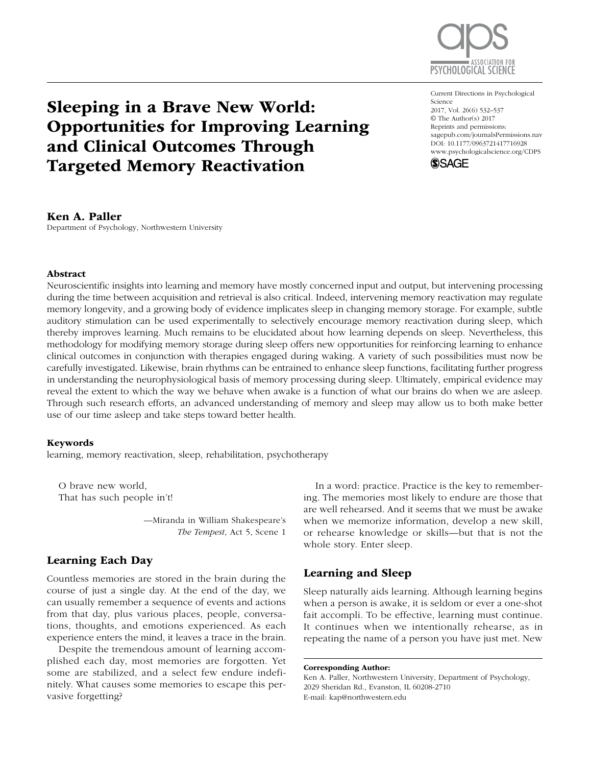# Sleeping in a Brave New World: Opportunities for Improving Learning and Clinical Outcomes Through Targeted Memory Reactivation

Current Directions in Psychological Science
2017, Vol. 26(6) 532–537
© The Author(s) 2017
Reprints and permissions:
sagepub.com/journalsPermissions.nav
DOI: 10.1177/0963721417716928
www.psychologicalscience.org/CDPS

**Ken A. Paller**
Department of Psychology, Northwestern University

### Abstract

Neuroscientific insights into learning and memory have mostly concerned input and output, but intervening processing during the time between acquisition and retrieval is also critical. Indeed, intervening memory reactivation may regulate memory longevity, and a growing body of evidence implicates sleep in changing memory storage. For example, subtle auditory stimulation can be used experimentally to selectively encourage memory reactivation during sleep, which thereby improves learning. Much remains to be elucidated about how learning depends on sleep. Nevertheless, this methodology for modifying memory storage during sleep offers new opportunities for reinforcing learning to enhance clinical outcomes in conjunction with therapies engaged during waking. A variety of such possibilities must now be carefully investigated. Likewise, brain rhythms can be entrained to enhance sleep functions, facilitating further progress in understanding the neurophysiological basis of memory processing during sleep. Ultimately, empirical evidence may reveal the extent to which the way we behave when awake is a function of what our brains do when we are asleep. Through such research efforts, an advanced understanding of memory and sleep may allow us to both make better use of our time asleep and take steps toward better health.

### Keywords

learning, memory reactivation, sleep, rehabilitation, psychotherapy

> O brave new world,
> That has such people in't!
>
> —Miranda in William Shakespeare's *The Tempest*, Act 5, Scene 1

## Learning Each Day

Countless memories are stored in the brain during the course of just a single day. At the end of the day, we can usually remember a sequence of events and actions from that day, plus various places, people, conversations, thoughts, and emotions experienced. As each experience enters the mind, it leaves a trace in the brain.

Despite the tremendous amount of learning accomplished each day, most memories are forgotten. Yet some are stabilized, and a select few endure indefinitely. What causes some memories to escape this pervasive forgetting?

In a word: practice. Practice is the key to remembering. The memories most likely to endure are those that are well rehearsed. And it seems that we must be awake when we memorize information, develop a new skill, or rehearse knowledge or skills—but that is not the whole story. Enter sleep.

## Learning and Sleep

Sleep naturally aids learning. Although learning begins when a person is awake, it is seldom or ever a one-shot fait accompli. To be effective, learning must continue. It continues when we intentionally rehearse, as in repeating the name of a person you have just met. New

**Corresponding Author:**
Ken A. Paller, Northwestern University, Department of Psychology, 2029 Sheridan Rd., Evanston, IL 60208-2710
E-mail: kap@northwestern.edu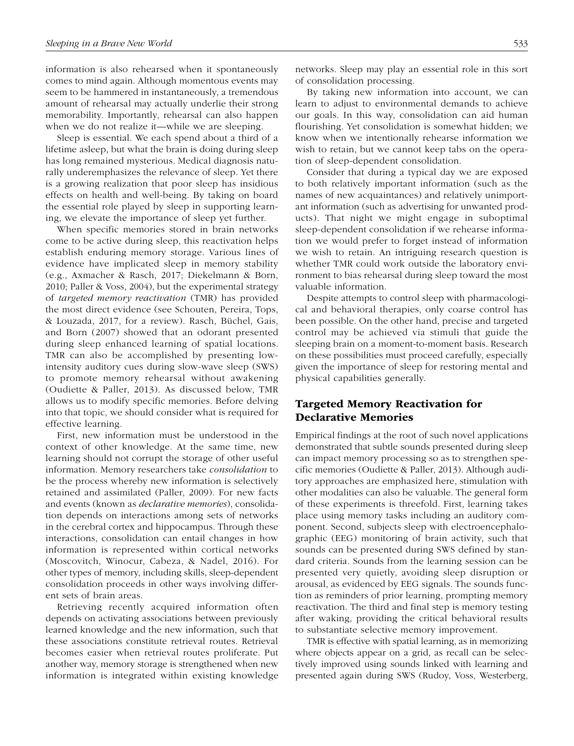information is also rehearsed when it spontaneously comes to mind again. Although momentous events may seem to be hammered in instantaneously, a tremendous amount of rehearsal may actually underlie their strong memorability. Importantly, rehearsal can also happen when we do not realize it—while we are sleeping.

Sleep is essential. We each spend about a third of a lifetime asleep, but what the brain is doing during sleep has long remained mysterious. Medical diagnosis naturally underemphasizes the relevance of sleep. Yet there is a growing realization that poor sleep has insidious effects on health and well-being. By taking on board the essential role played by sleep in supporting learning, we elevate the importance of sleep yet further.

When specific memories stored in brain networks come to be active during sleep, this reactivation helps establish enduring memory storage. Various lines of evidence have implicated sleep in memory stability (e.g., Axmacher & Rasch, 2017; Diekelmann & Born, 2010; Paller & Voss, 2004), but the experimental strategy of *targeted memory reactivation* (TMR) has provided the most direct evidence (see Schouten, Pereira, Tops, & Louzada, 2017, for a review). Rasch, Büchel, Gais, and Born (2007) showed that an odorant presented during sleep enhanced learning of spatial locations. TMR can also be accomplished by presenting low-intensity auditory cues during slow-wave sleep (SWS) to promote memory rehearsal without awakening (Oudiette & Paller, 2013). As discussed below, TMR allows us to modify specific memories. Before delving into that topic, we should consider what is required for effective learning.

First, new information must be understood in the context of other knowledge. At the same time, new learning should not corrupt the storage of other useful information. Memory researchers take *consolidation* to be the process whereby new information is selectively retained and assimilated (Paller, 2009). For new facts and events (known as *declarative memories*), consolidation depends on interactions among sets of networks in the cerebral cortex and hippocampus. Through these interactions, consolidation can entail changes in how information is represented within cortical networks (Moscovitch, Winocur, Cabeza, & Nadel, 2016). For other types of memory, including skills, sleep-dependent consolidation proceeds in other ways involving different sets of brain areas.

Retrieving recently acquired information often depends on activating associations between previously learned knowledge and the new information, such that these associations constitute retrieval routes. Retrieval becomes easier when retrieval routes proliferate. Put another way, memory storage is strengthened when new information is integrated within existing knowledge networks. Sleep may play an essential role in this sort of consolidation processing.

By taking new information into account, we can learn to adjust to environmental demands to achieve our goals. In this way, consolidation can aid human flourishing. Yet consolidation is somewhat hidden; we know when we intentionally rehearse information we wish to retain, but we cannot keep tabs on the operation of sleep-dependent consolidation.

Consider that during a typical day we are exposed to both relatively important information (such as the names of new acquaintances) and relatively unimportant information (such as advertising for unwanted products). That night we might engage in suboptimal sleep-dependent consolidation if we rehearse information we would prefer to forget instead of information we wish to retain. An intriguing research question is whether TMR could work outside the laboratory environment to bias rehearsal during sleep toward the most valuable information.

Despite attempts to control sleep with pharmacological and behavioral therapies, only coarse control has been possible. On the other hand, precise and targeted control may be achieved via stimuli that guide the sleeping brain on a moment-to-moment basis. Research on these possibilities must proceed carefully, especially given the importance of sleep for restoring mental and physical capabilities generally.

## Targeted Memory Reactivation for Declarative Memories

Empirical findings at the root of such novel applications demonstrated that subtle sounds presented during sleep can impact memory processing so as to strengthen specific memories (Oudiette & Paller, 2013). Although auditory approaches are emphasized here, stimulation with other modalities can also be valuable. The general form of these experiments is threefold. First, learning takes place using memory tasks including an auditory component. Second, subjects sleep with electroencephalographic (EEG) monitoring of brain activity, such that sounds can be presented during SWS defined by standard criteria. Sounds from the learning session can be presented very quietly, avoiding sleep disruption or arousal, as evidenced by EEG signals. The sounds function as reminders of prior learning, prompting memory reactivation. The third and final step is memory testing after waking, providing the critical behavioral results to substantiate selective memory improvement.

TMR is effective with spatial learning, as in memorizing where objects appear on a grid, as recall can be selectively improved using sounds linked with learning and presented again during SWS (Rudoy, Voss, Westerberg,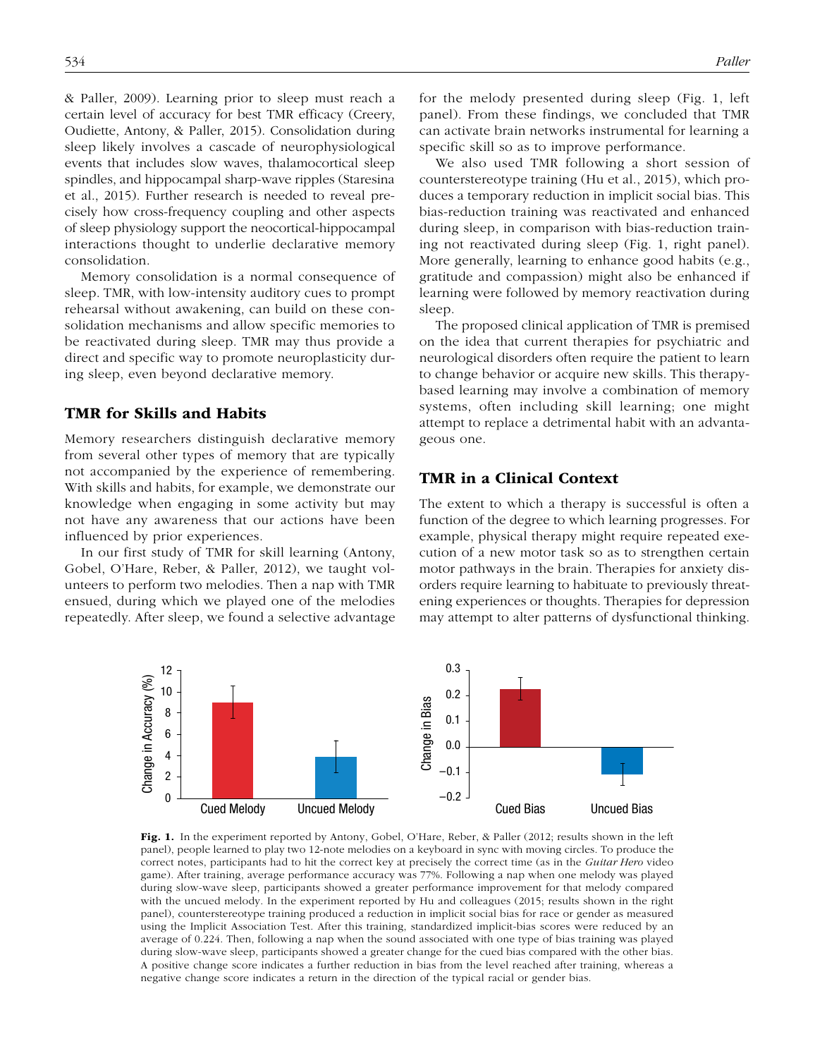& Paller, 2009). Learning prior to sleep must reach a certain level of accuracy for best TMR efficacy (Creery, Oudiette, Antony, & Paller, 2015). Consolidation during sleep likely involves a cascade of neurophysiological events that includes slow waves, thalamocortical sleep spindles, and hippocampal sharp-wave ripples (Staresina et al., 2015). Further research is needed to reveal precisely how cross-frequency coupling and other aspects of sleep physiology support the neocortical-hippocampal interactions thought to underlie declarative memory consolidation.

Memory consolidation is a normal consequence of sleep. TMR, with low-intensity auditory cues to prompt rehearsal without awakening, can build on these consolidation mechanisms and allow specific memories to be reactivated during sleep. TMR may thus provide a direct and specific way to promote neuroplasticity during sleep, even beyond declarative memory.

## TMR for Skills and Habits

Memory researchers distinguish declarative memory from several other types of memory that are typically not accompanied by the experience of remembering. With skills and habits, for example, we demonstrate our knowledge when engaging in some activity but may not have any awareness that our actions have been influenced by prior experiences.

In our first study of TMR for skill learning (Antony, Gobel, O'Hare, Reber, & Paller, 2012), we taught volunteers to perform two melodies. Then a nap with TMR ensued, during which we played one of the melodies repeatedly. After sleep, we found a selective advantage for the melody presented during sleep (Fig. 1, left panel). From these findings, we concluded that TMR can activate brain networks instrumental for learning a specific skill so as to improve performance.

We also used TMR following a short session of counterstereotype training (Hu et al., 2015), which produces a temporary reduction in implicit social bias. This bias-reduction training was reactivated and enhanced during sleep, in comparison with bias-reduction training not reactivated during sleep (Fig. 1, right panel). More generally, learning to enhance good habits (e.g., gratitude and compassion) might also be enhanced if learning were followed by memory reactivation during sleep.

The proposed clinical application of TMR is premised on the idea that current therapies for psychiatric and neurological disorders often require the patient to learn to change behavior or acquire new skills. This therapy-based learning may involve a combination of memory systems, often including skill learning; one might attempt to replace a detrimental habit with an advantageous one.

## TMR in a Clinical Context

The extent to which a therapy is successful is often a function of the degree to which learning progresses. For example, physical therapy might require repeated execution of a new motor task so as to strengthen certain motor pathways in the brain. Therapies for anxiety disorders require learning to habituate to previously threatening experiences or thoughts. Therapies for depression may attempt to alter patterns of dysfunctional thinking.

**Fig. 1.** In the experiment reported by Antony, Gobel, O'Hare, Reber, & Paller (2012; results shown in the left panel), people learned to play two 12-note melodies on a keyboard in sync with moving circles. To produce the correct notes, participants had to hit the correct key at precisely the correct time (as in the *Guitar Hero* video game). After training, average performance accuracy was 77%. Following a nap when one melody was played during slow-wave sleep, participants showed a greater performance improvement for that melody compared with the uncued melody. In the experiment reported by Hu and colleagues (2015; results shown in the right panel), counterstereotype training produced a reduction in implicit social bias for race or gender as measured using the Implicit Association Test. After this training, standardized implicit-bias scores were reduced by an average of 0.224. Then, following a nap when the sound associated with one type of bias training was played during slow-wave sleep, participants showed a greater change for the cued bias compared with the other bias. A positive change score indicates a further reduction in bias from the level reached after training, whereas a negative change score indicates a return in the direction of the typical racial or gender bias.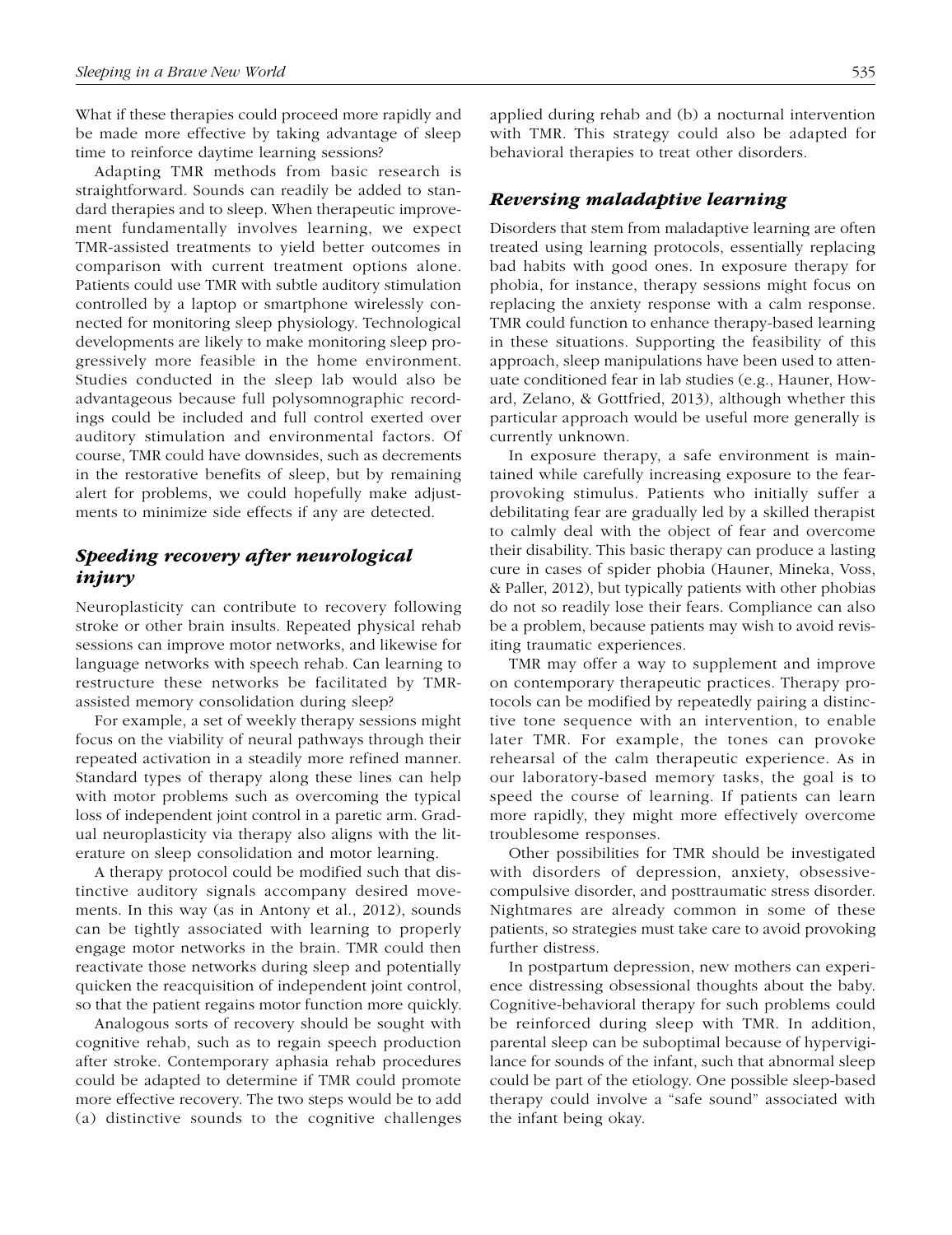What if these therapies could proceed more rapidly and be made more effective by taking advantage of sleep time to reinforce daytime learning sessions?

Adapting TMR methods from basic research is straightforward. Sounds can readily be added to standard therapies and to sleep. When therapeutic improvement fundamentally involves learning, we expect TMR-assisted treatments to yield better outcomes in comparison with current treatment options alone. Patients could use TMR with subtle auditory stimulation controlled by a laptop or smartphone wirelessly connected for monitoring sleep physiology. Technological developments are likely to make monitoring sleep progressively more feasible in the home environment. Studies conducted in the sleep lab would also be advantageous because full polysomnographic recordings could be included and full control exerted over auditory stimulation and environmental factors. Of course, TMR could have downsides, such as decrements in the restorative benefits of sleep, but by remaining alert for problems, we could hopefully make adjustments to minimize side effects if any are detected.

## *Speeding recovery after neurological injury*

Neuroplasticity can contribute to recovery following stroke or other brain insults. Repeated physical rehab sessions can improve motor networks, and likewise for language networks with speech rehab. Can learning to restructure these networks be facilitated by TMR-assisted memory consolidation during sleep?

For example, a set of weekly therapy sessions might focus on the viability of neural pathways through their repeated activation in a steadily more refined manner. Standard types of therapy along these lines can help with motor problems such as overcoming the typical loss of independent joint control in a paretic arm. Gradual neuroplasticity via therapy also aligns with the literature on sleep consolidation and motor learning.

A therapy protocol could be modified such that distinctive auditory signals accompany desired movements. In this way (as in Antony et al., 2012), sounds can be tightly associated with learning to properly engage motor networks in the brain. TMR could then reactivate those networks during sleep and potentially quicken the reacquisition of independent joint control, so that the patient regains motor function more quickly.

Analogous sorts of recovery should be sought with cognitive rehab, such as to regain speech production after stroke. Contemporary aphasia rehab procedures could be adapted to determine if TMR could promote more effective recovery. The two steps would be to add (a) distinctive sounds to the cognitive challenges applied during rehab and (b) a nocturnal intervention with TMR. This strategy could also be adapted for behavioral therapies to treat other disorders.

## *Reversing maladaptive learning*

Disorders that stem from maladaptive learning are often treated using learning protocols, essentially replacing bad habits with good ones. In exposure therapy for phobia, for instance, therapy sessions might focus on replacing the anxiety response with a calm response. TMR could function to enhance therapy-based learning in these situations. Supporting the feasibility of this approach, sleep manipulations have been used to attenuate conditioned fear in lab studies (e.g., Hauner, Howard, Zelano, & Gottfried, 2013), although whether this particular approach would be useful more generally is currently unknown.

In exposure therapy, a safe environment is maintained while carefully increasing exposure to the fear-provoking stimulus. Patients who initially suffer a debilitating fear are gradually led by a skilled therapist to calmly deal with the object of fear and overcome their disability. This basic therapy can produce a lasting cure in cases of spider phobia (Hauner, Mineka, Voss, & Paller, 2012), but typically patients with other phobias do not so readily lose their fears. Compliance can also be a problem, because patients may wish to avoid revisiting traumatic experiences.

TMR may offer a way to supplement and improve on contemporary therapeutic practices. Therapy protocols can be modified by repeatedly pairing a distinctive tone sequence with an intervention, to enable later TMR. For example, the tones can provoke rehearsal of the calm therapeutic experience. As in our laboratory-based memory tasks, the goal is to speed the course of learning. If patients can learn more rapidly, they might more effectively overcome troublesome responses.

Other possibilities for TMR should be investigated with disorders of depression, anxiety, obsessive-compulsive disorder, and posttraumatic stress disorder. Nightmares are already common in some of these patients, so strategies must take care to avoid provoking further distress.

In postpartum depression, new mothers can experience distressing obsessional thoughts about the baby. Cognitive-behavioral therapy for such problems could be reinforced during sleep with TMR. In addition, parental sleep can be suboptimal because of hypervigilance for sounds of the infant, such that abnormal sleep could be part of the etiology. One possible sleep-based therapy could involve a "safe sound" associated with the infant being okay.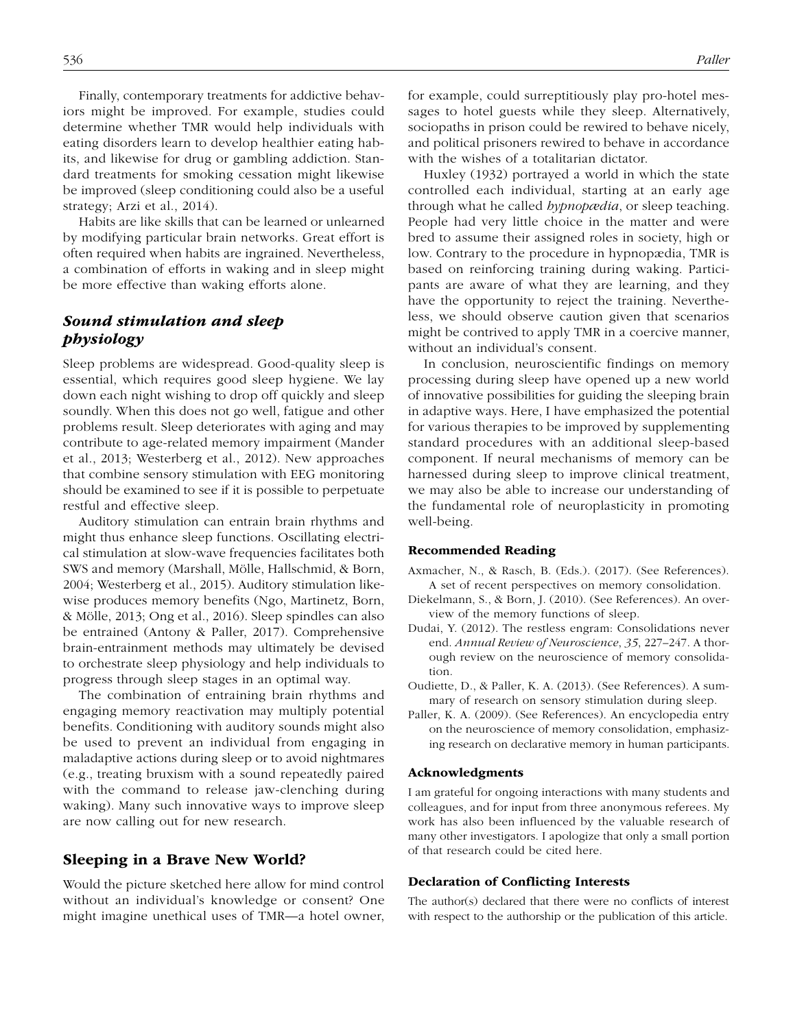Finally, contemporary treatments for addictive behaviors might be improved. For example, studies could determine whether TMR would help individuals with eating disorders learn to develop healthier eating habits, and likewise for drug or gambling addiction. Standard treatments for smoking cessation might likewise be improved (sleep conditioning could also be a useful strategy; Arzi et al., 2014).

Habits are like skills that can be learned or unlearned by modifying particular brain networks. Great effort is often required when habits are ingrained. Nevertheless, a combination of efforts in waking and in sleep might be more effective than waking efforts alone.

### *Sound stimulation and sleep physiology*

Sleep problems are widespread. Good-quality sleep is essential, which requires good sleep hygiene. We lay down each night wishing to drop off quickly and sleep soundly. When this does not go well, fatigue and other problems result. Sleep deteriorates with aging and may contribute to age-related memory impairment (Mander et al., 2013; Westerberg et al., 2012). New approaches that combine sensory stimulation with EEG monitoring should be examined to see if it is possible to perpetuate restful and effective sleep.

Auditory stimulation can entrain brain rhythms and might thus enhance sleep functions. Oscillating electrical stimulation at slow-wave frequencies facilitates both SWS and memory (Marshall, Mölle, Hallschmid, & Born, 2004; Westerberg et al., 2015). Auditory stimulation likewise produces memory benefits (Ngo, Martinetz, Born, & Mölle, 2013; Ong et al., 2016). Sleep spindles can also be entrained (Antony & Paller, 2017). Comprehensive brain-entrainment methods may ultimately be devised to orchestrate sleep physiology and help individuals to progress through sleep stages in an optimal way.

The combination of entraining brain rhythms and engaging memory reactivation may multiply potential benefits. Conditioning with auditory sounds might also be used to prevent an individual from engaging in maladaptive actions during sleep or to avoid nightmares (e.g., treating bruxism with a sound repeatedly paired with the command to release jaw-clenching during waking). Many such innovative ways to improve sleep are now calling out for new research.

## Sleeping in a Brave New World?

Would the picture sketched here allow for mind control without an individual's knowledge or consent? One might imagine unethical uses of TMR—a hotel owner, for example, could surreptitiously play pro-hotel messages to hotel guests while they sleep. Alternatively, sociopaths in prison could be rewired to behave nicely, and political prisoners rewired to behave in accordance with the wishes of a totalitarian dictator.

Huxley (1932) portrayed a world in which the state controlled each individual, starting at an early age through what he called *hypnopædia*, or sleep teaching. People had very little choice in the matter and were bred to assume their assigned roles in society, high or low. Contrary to the procedure in hypnopædia, TMR is based on reinforcing training during waking. Participants are aware of what they are learning, and they have the opportunity to reject the training. Nevertheless, we should observe caution given that scenarios might be contrived to apply TMR in a coercive manner, without an individual's consent.

In conclusion, neuroscientific findings on memory processing during sleep have opened up a new world of innovative possibilities for guiding the sleeping brain in adaptive ways. Here, I have emphasized the potential for various therapies to be improved by supplementing standard procedures with an additional sleep-based component. If neural mechanisms of memory can be harnessed during sleep to improve clinical treatment, we may also be able to increase our understanding of the fundamental role of neuroplasticity in promoting well-being.

#### Recommended Reading

Axmacher, N., & Rasch, B. (Eds.). (2017). (See References). A set of recent perspectives on memory consolidation.

Diekelmann, S., & Born, J. (2010). (See References). An overview of the memory functions of sleep.

Dudai, Y. (2012). The restless engram: Consolidations never end. *Annual Review of Neuroscience*, *35*, 227–247. A thorough review on the neuroscience of memory consolidation.

Oudiette, D., & Paller, K. A. (2013). (See References). A summary of research on sensory stimulation during sleep.

Paller, K. A. (2009). (See References). An encyclopedia entry on the neuroscience of memory consolidation, emphasizing research on declarative memory in human participants.

#### Acknowledgments

I am grateful for ongoing interactions with many students and colleagues, and for input from three anonymous referees. My work has also been influenced by the valuable research of many other investigators. I apologize that only a small portion of that research could be cited here.

#### Declaration of Conflicting Interests

The author(s) declared that there were no conflicts of interest with respect to the authorship or the publication of this article.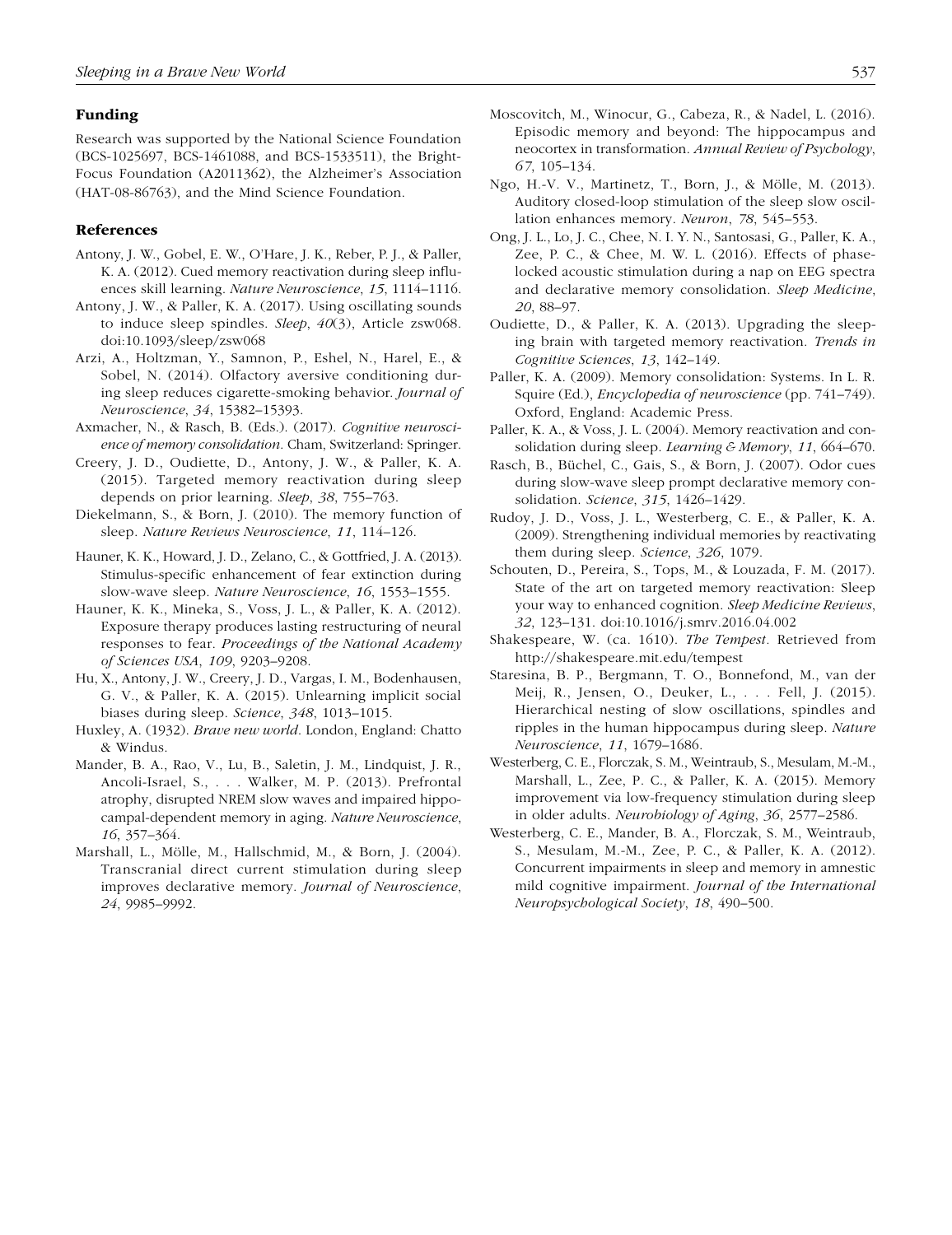## Funding

Research was supported by the National Science Foundation (BCS-1025697, BCS-1461088, and BCS-1533511), the BrightFocus Foundation (A2011362), the Alzheimer's Association (HAT-08-86763), and the Mind Science Foundation.

## References

Antony, J. W., Gobel, E. W., O'Hare, J. K., Reber, P. J., & Paller, K. A. (2012). Cued memory reactivation during sleep influences skill learning. *Nature Neuroscience*, *15*, 1114–1116.

Antony, J. W., & Paller, K. A. (2017). Using oscillating sounds to induce sleep spindles. *Sleep*, *40*(3), Article zsw068. doi:10.1093/sleep/zsw068

Arzi, A., Holtzman, Y., Samnon, P., Eshel, N., Harel, E., & Sobel, N. (2014). Olfactory aversive conditioning during sleep reduces cigarette-smoking behavior. *Journal of Neuroscience*, *34*, 15382–15393.

Axmacher, N., & Rasch, B. (Eds.). (2017). *Cognitive neuroscience of memory consolidation*. Cham, Switzerland: Springer.

Creery, J. D., Oudiette, D., Antony, J. W., & Paller, K. A. (2015). Targeted memory reactivation during sleep depends on prior learning. *Sleep*, *38*, 755–763.

Diekelmann, S., & Born, J. (2010). The memory function of sleep. *Nature Reviews Neuroscience*, *11*, 114–126.

Hauner, K. K., Howard, J. D., Zelano, C., & Gottfried, J. A. (2013). Stimulus-specific enhancement of fear extinction during slow-wave sleep. *Nature Neuroscience*, *16*, 1553–1555.

Hauner, K. K., Mineka, S., Voss, J. L., & Paller, K. A. (2012). Exposure therapy produces lasting restructuring of neural responses to fear. *Proceedings of the National Academy of Sciences USA*, *109*, 9203–9208.

Hu, X., Antony, J. W., Creery, J. D., Vargas, I. M., Bodenhausen, G. V., & Paller, K. A. (2015). Unlearning implicit social biases during sleep. *Science*, *348*, 1013–1015.

Huxley, A. (1932). *Brave new world*. London, England: Chatto & Windus.

Mander, B. A., Rao, V., Lu, B., Saletin, J. M., Lindquist, J. R., Ancoli-Israel, S., . . . Walker, M. P. (2013). Prefrontal atrophy, disrupted NREM slow waves and impaired hippocampal-dependent memory in aging. *Nature Neuroscience*, *16*, 357–364.

Marshall, L., Mölle, M., Hallschmid, M., & Born, J. (2004). Transcranial direct current stimulation during sleep improves declarative memory. *Journal of Neuroscience*, *24*, 9985–9992.

Moscovitch, M., Winocur, G., Cabeza, R., & Nadel, L. (2016). Episodic memory and beyond: The hippocampus and neocortex in transformation. *Annual Review of Psychology*, *67*, 105–134.

Ngo, H.-V. V., Martinetz, T., Born, J., & Mölle, M. (2013). Auditory closed-loop stimulation of the sleep slow oscillation enhances memory. *Neuron*, *78*, 545–553.

Ong, J. L., Lo, J. C., Chee, N. I. Y. N., Santosasi, G., Paller, K. A., Zee, P. C., & Chee, M. W. L. (2016). Effects of phase-locked acoustic stimulation during a nap on EEG spectra and declarative memory consolidation. *Sleep Medicine*, *20*, 88–97.

Oudiette, D., & Paller, K. A. (2013). Upgrading the sleeping brain with targeted memory reactivation. *Trends in Cognitive Sciences*, *13*, 142–149.

Paller, K. A. (2009). Memory consolidation: Systems. In L. R. Squire (Ed.), *Encyclopedia of neuroscience* (pp. 741–749). Oxford, England: Academic Press.

Paller, K. A., & Voss, J. L. (2004). Memory reactivation and consolidation during sleep. *Learning & Memory*, *11*, 664–670.

Rasch, B., Büchel, C., Gais, S., & Born, J. (2007). Odor cues during slow-wave sleep prompt declarative memory consolidation. *Science*, *315*, 1426–1429.

Rudoy, J. D., Voss, J. L., Westerberg, C. E., & Paller, K. A. (2009). Strengthening individual memories by reactivating them during sleep. *Science*, *326*, 1079.

Schouten, D., Pereira, S., Tops, M., & Louzada, F. M. (2017). State of the art on targeted memory reactivation: Sleep your way to enhanced cognition. *Sleep Medicine Reviews*, *32*, 123–131. doi:10.1016/j.smrv.2016.04.002

Shakespeare, W. (ca. 1610). *The Tempest*. Retrieved from http://shakespeare.mit.edu/tempest

Staresina, B. P., Bergmann, T. O., Bonnefond, M., van der Meij, R., Jensen, O., Deuker, L., . . . Fell, J. (2015). Hierarchical nesting of slow oscillations, spindles and ripples in the human hippocampus during sleep. *Nature Neuroscience*, *11*, 1679–1686.

Westerberg, C. E., Florczak, S. M., Weintraub, S., Mesulam, M.-M., Marshall, L., Zee, P. C., & Paller, K. A. (2015). Memory improvement via low-frequency stimulation during sleep in older adults. *Neurobiology of Aging*, *36*, 2577–2586.

Westerberg, C. E., Mander, B. A., Florczak, S. M., Weintraub, S., Mesulam, M.-M., Zee, P. C., & Paller, K. A. (2012). Concurrent impairments in sleep and memory in amnestic mild cognitive impairment. *Journal of the International Neuropsychological Society*, *18*, 490–500.